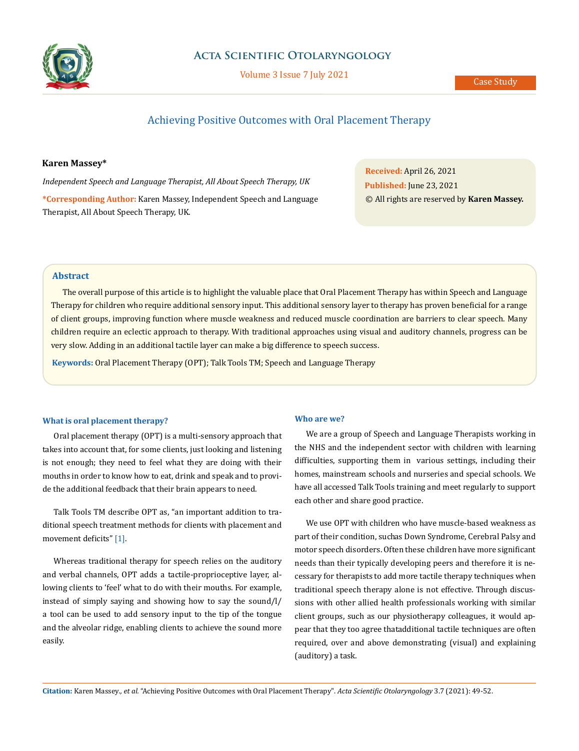# Achieving Positive Outcomes with Oral Placement Therapy

**Karen Massey***

*Independent Speech and Language Therapist, All About Speech Therapy, UK*

**\*Corresponding Author:** Karen Massey, Independent Speech and Language Therapist, All About Speech Therapy, UK.

**Received:** April 26, 2021
**Published:** June 23, 2021
© All rights are reserved by **Karen Massey.**

## Abstract

The overall purpose of this article is to highlight the valuable place that Oral Placement Therapy has within Speech and Language Therapy for children who require additional sensory input. This additional sensory layer to therapy has proven beneficial for a range of client groups, improving function where muscle weakness and reduced muscle coordination are barriers to clear speech. Many children require an eclectic approach to therapy. With traditional approaches using visual and auditory channels, progress can be very slow. Adding in an additional tactile layer can make a big difference to speech success.

**Keywords:** Oral Placement Therapy (OPT); Talk Tools TM; Speech and Language Therapy

### What is oral placement therapy?

Oral placement therapy (OPT) is a multi-sensory approach that takes into account that, for some clients, just looking and listening is not enough; they need to feel what they are doing with their mouths in order to know how to eat, drink and speak and to provide the additional feedback that their brain appears to need.

Talk Tools TM describe OPT as, "an important addition to traditional speech treatment methods for clients with placement and movement deficits" [1].

Whereas traditional therapy for speech relies on the auditory and verbal channels, OPT adds a tactile-proprioceptive layer, allowing clients to 'feel' what to do with their mouths. For example, instead of simply saying and showing how to say the sound/l/ a tool can be used to add sensory input to the tip of the tongue and the alveolar ridge, enabling clients to achieve the sound more easily.

### Who are we?

We are a group of Speech and Language Therapists working in the NHS and the independent sector with children with learning difficulties, supporting them in various settings, including their homes, mainstream schools and nurseries and special schools. We have all accessed Talk Tools training and meet regularly to support each other and share good practice.

We use OPT with children who have muscle-based weakness as part of their condition, suchas Down Syndrome, Cerebral Palsy and motor speech disorders. Often these children have more significant needs than their typically developing peers and therefore it is necessary for therapists to add more tactile therapy techniques when traditional speech therapy alone is not effective. Through discussions with other allied health professionals working with similar client groups, such as our physiotherapy colleagues, it would appear that they too agree thatadditional tactile techniques are often required, over and above demonstrating (visual) and explaining (auditory) a task.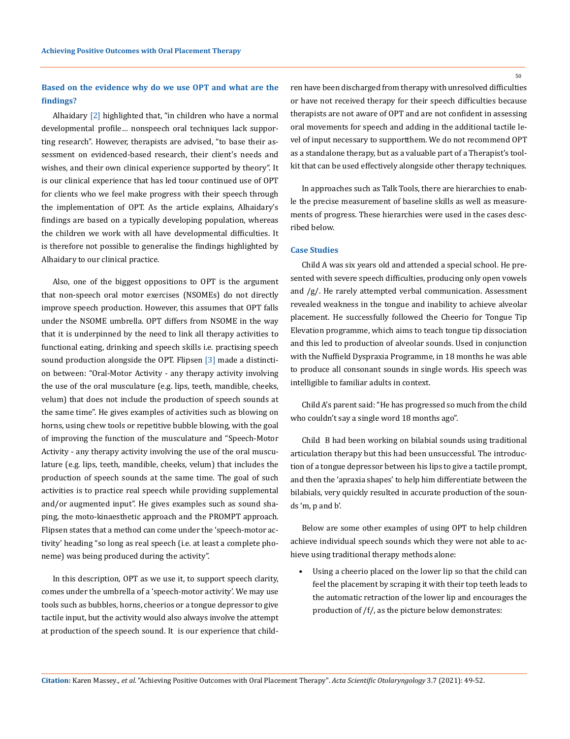### Based on the evidence why do we use OPT and what are the findings?

Alhaidary [2] highlighted that, "in children who have a normal developmental profile… nonspeech oral techniques lack supporting research". However, therapists are advised, "to base their assessment on evidenced-based research, their client's needs and wishes, and their own clinical experience supported by theory". It is our clinical experience that has led toour continued use of OPT for clients who we feel make progress with their speech through the implementation of OPT. As the article explains, Alhaidary's findings are based on a typically developing population, whereas the children we work with all have developmental difficulties. It is therefore not possible to generalise the findings highlighted by Alhaidary to our clinical practice.

Also, one of the biggest oppositions to OPT is the argument that non-speech oral motor exercises (NSOMEs) do not directly improve speech production. However, this assumes that OPT falls under the NSOME umbrella. OPT differs from NSOME in the way that it is underpinned by the need to link all therapy activities to functional eating, drinking and speech skills i.e. practising speech sound production alongside the OPT. Flipsen [3] made a distinction between: "Oral-Motor Activity - any therapy activity involving the use of the oral musculature (e.g. lips, teeth, mandible, cheeks, velum) that does not include the production of speech sounds at the same time". He gives examples of activities such as blowing on horns, using chew tools or repetitive bubble blowing, with the goal of improving the function of the musculature and "Speech-Motor Activity - any therapy activity involving the use of the oral musculature (e.g. lips, teeth, mandible, cheeks, velum) that includes the production of speech sounds at the same time. The goal of such activities is to practice real speech while providing supplemental and/or augmented input". He gives examples such as sound shaping, the moto-kinaesthetic approach and the PROMPT approach. Flipsen states that a method can come under the 'speech-motor activity' heading "so long as real speech (i.e. at least a complete phoneme) was being produced during the activity".

In this description, OPT as we use it, to support speech clarity, comes under the umbrella of a 'speech-motor activity'. We may use tools such as bubbles, horns, cheerios or a tongue depressor to give tactile input, but the activity would also always involve the attempt at production of the speech sound. It is our experience that children have been discharged from therapy with unresolved difficulties or have not received therapy for their speech difficulties because therapists are not aware of OPT and are not confident in assessing oral movements for speech and adding in the additional tactile level of input necessary to supportthem. We do not recommend OPT as a standalone therapy, but as a valuable part of a Therapist's toolkit that can be used effectively alongside other therapy techniques.

In approaches such as Talk Tools, there are hierarchies to enable the precise measurement of baseline skills as well as measurements of progress. These hierarchies were used in the cases described below.

### Case Studies

Child A was six years old and attended a special school. He presented with severe speech difficulties, producing only open vowels and /g/. He rarely attempted verbal communication. Assessment revealed weakness in the tongue and inability to achieve alveolar placement. He successfully followed the Cheerio for Tongue Tip Elevation programme, which aims to teach tongue tip dissociation and this led to production of alveolar sounds. Used in conjunction with the Nuffield Dyspraxia Programme, in 18 months he was able to produce all consonant sounds in single words. His speech was intelligible to familiar adults in context.

Child A's parent said: "He has progressed so much from the child who couldn't say a single word 18 months ago".

Child B had been working on bilabial sounds using traditional articulation therapy but this had been unsuccessful. The introduction of a tongue depressor between his lips to give a tactile prompt, and then the 'apraxia shapes' to help him differentiate between the bilabials, very quickly resulted in accurate production of the sounds 'm, p and b'.

Below are some other examples of using OPT to help children achieve individual speech sounds which they were not able to achieve using traditional therapy methods alone:

- Using a cheerio placed on the lower lip so that the child can feel the placement by scraping it with their top teeth leads to the automatic retraction of the lower lip and encourages the production of /f/, as the picture below demonstrates: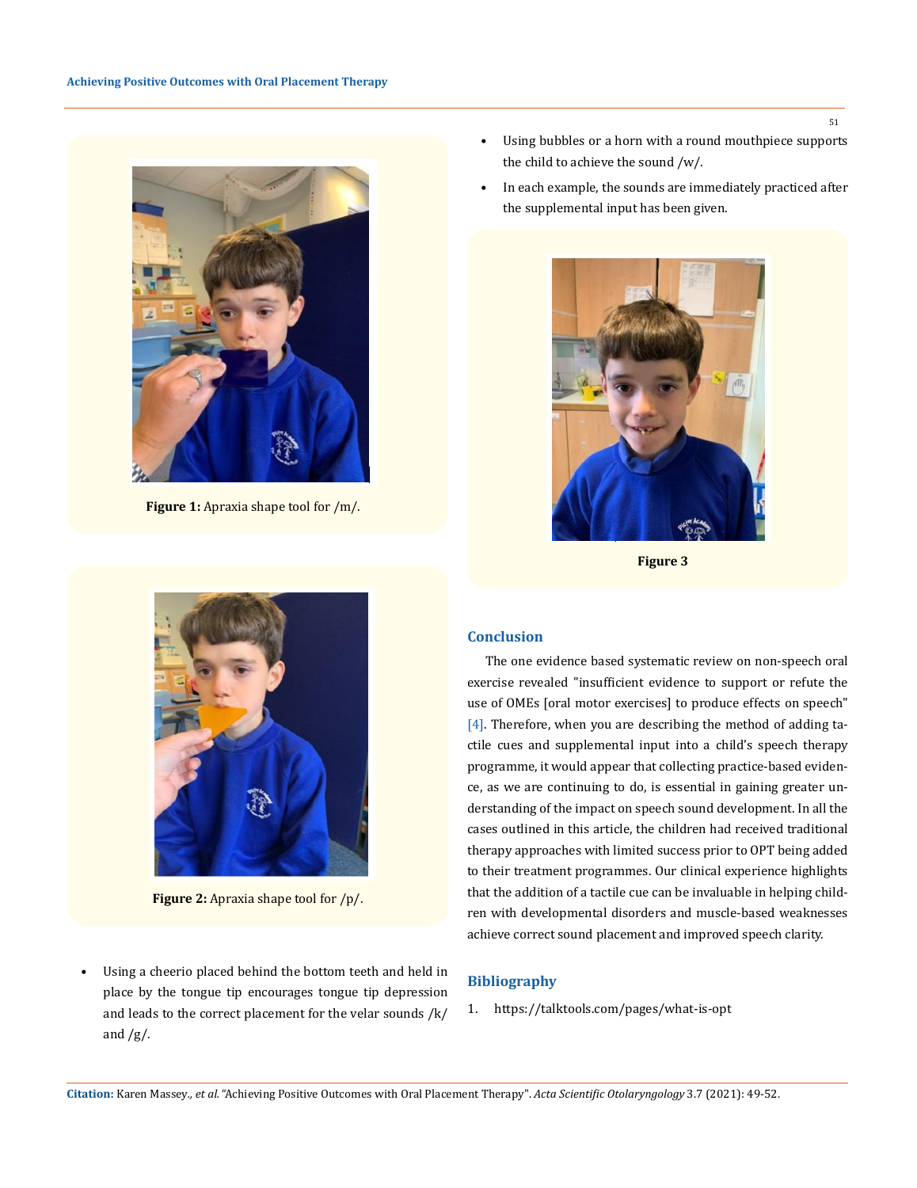Figure 1: Apraxia shape tool for /m/.

Figure 2: Apraxia shape tool for /p/.

- Using a cheerio placed behind the bottom teeth and held in place by the tongue tip encourages tongue tip depression and leads to the correct placement for the velar sounds /k/ and /g/.
- Using bubbles or a horn with a round mouthpiece supports the child to achieve the sound /w/.
- In each example, the sounds are immediately practiced after the supplemental input has been given.

Figure 3

## Conclusion

The one evidence based systematic review on non-speech oral exercise revealed "insufficient evidence to support or refute the use of OMEs [oral motor exercises] to produce effects on speech" [4]. Therefore, when you are describing the method of adding tactile cues and supplemental input into a child's speech therapy programme, it would appear that collecting practice-based evidence, as we are continuing to do, is essential in gaining greater understanding of the impact on speech sound development. In all the cases outlined in this article, the children had received traditional therapy approaches with limited success prior to OPT being added to their treatment programmes. Our clinical experience highlights that the addition of a tactile cue can be invaluable in helping children with developmental disorders and muscle-based weaknesses achieve correct sound placement and improved speech clarity.

## Bibliography

1. https://talktools.com/pages/what-is-opt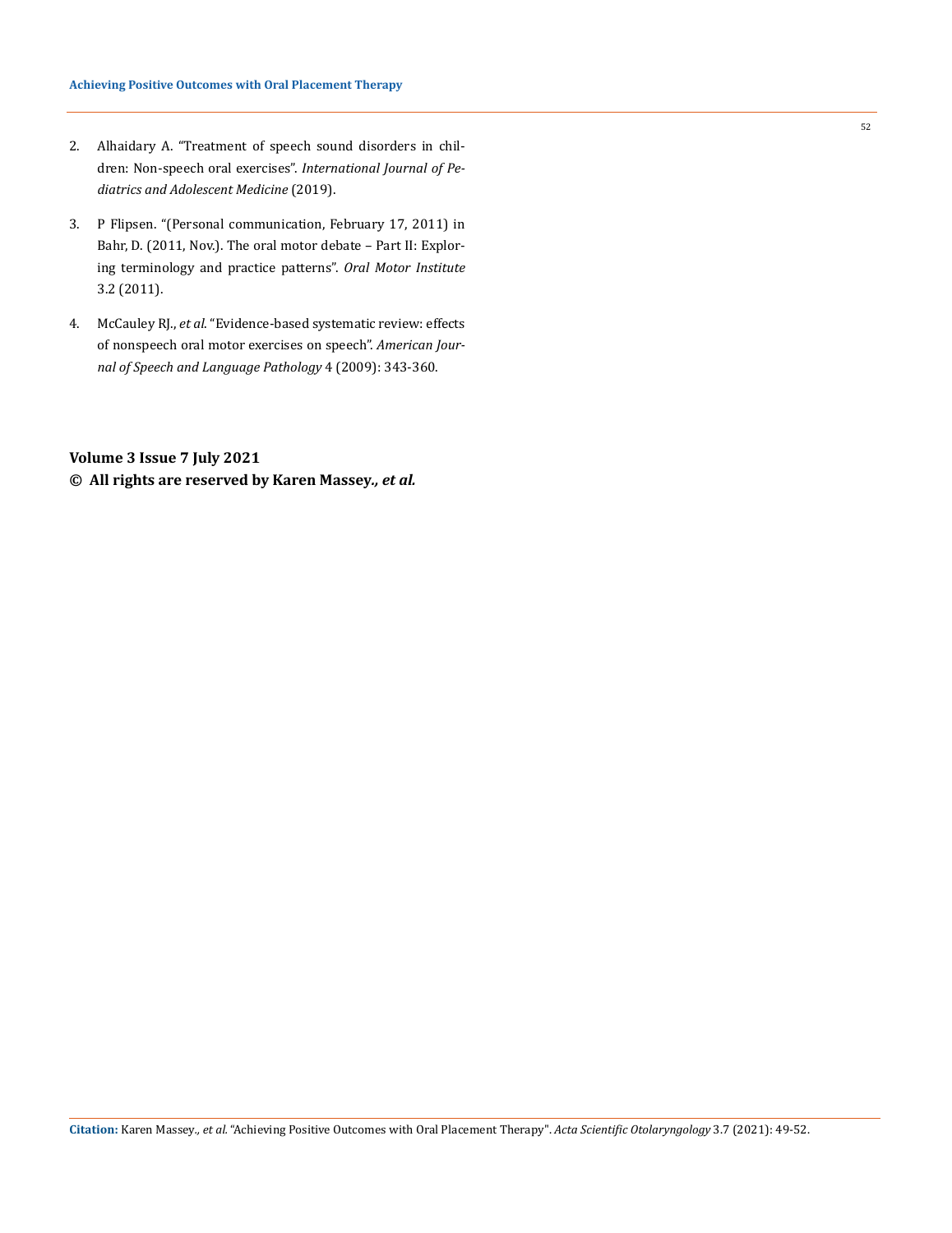2. Alhaidary A. "Treatment of speech sound disorders in children: Non-speech oral exercises". *International Journal of Pediatrics and Adolescent Medicine* (2019).

3. P Flipsen. "(Personal communication, February 17, 2011) in Bahr, D. (2011, Nov.). The oral motor debate – Part II: Exploring terminology and practice patterns". *Oral Motor Institute* 3.2 (2011).

4. McCauley RJ., *et al*. "Evidence-based systematic review: effects of nonspeech oral motor exercises on speech". *American Journal of Speech and Language Pathology* 4 (2009): 343-360.

**Volume 3 Issue 7 July 2021**
**© All rights are reserved by Karen Massey*., et al.***